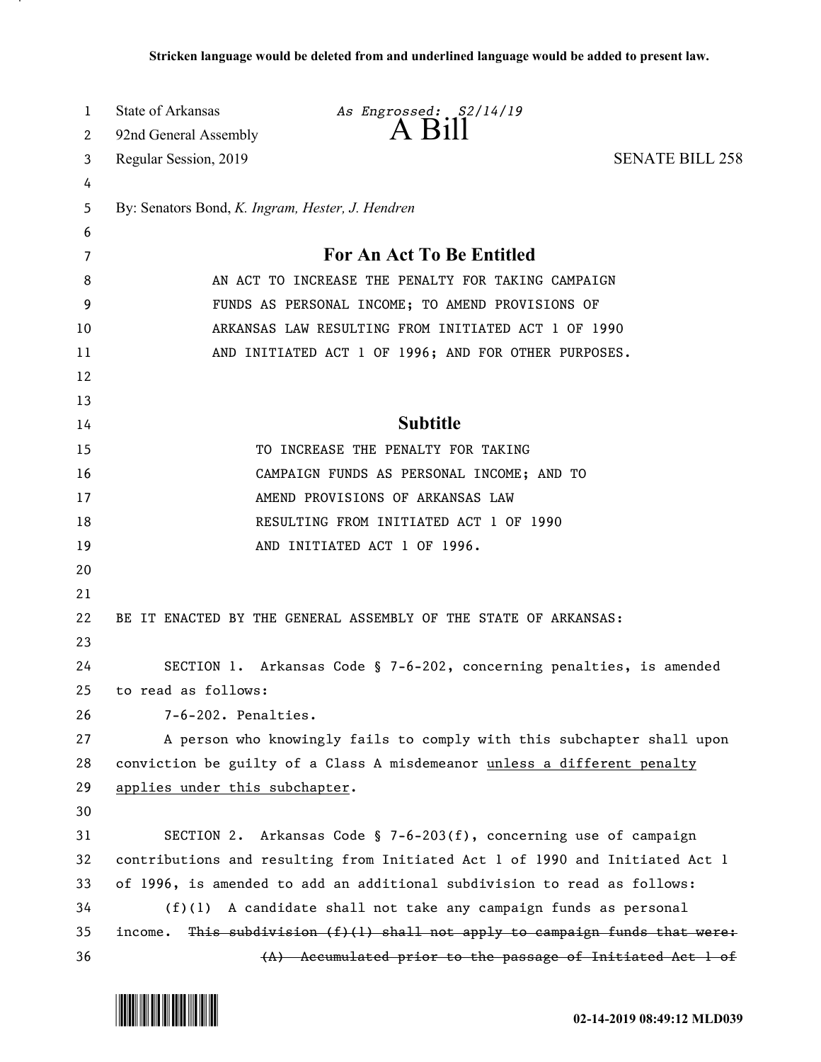Stricken language would be deleted from and underlined language would be added to present law.

State of Arkansas — *As Engrossed: S2/14/19*
92nd General Assembly

# A Bill

Regular Session, 2019 — SENATE BILL 258

By: Senators Bond, *K. Ingram, Hester, J. Hendren*

## For An Act To Be Entitled

AN ACT TO INCREASE THE PENALTY FOR TAKING CAMPAIGN FUNDS AS PERSONAL INCOME; TO AMEND PROVISIONS OF ARKANSAS LAW RESULTING FROM INITIATED ACT 1 OF 1990 AND INITIATED ACT 1 OF 1996; AND FOR OTHER PURPOSES.

## Subtitle

TO INCREASE THE PENALTY FOR TAKING CAMPAIGN FUNDS AS PERSONAL INCOME; AND TO AMEND PROVISIONS OF ARKANSAS LAW RESULTING FROM INITIATED ACT 1 OF 1990 AND INITIATED ACT 1 OF 1996.

BE IT ENACTED BY THE GENERAL ASSEMBLY OF THE STATE OF ARKANSAS:

SECTION 1. Arkansas Code § 7-6-202, concerning penalties, is amended to read as follows:

7-6-202. Penalties.

A person who knowingly fails to comply with this subchapter shall upon conviction be guilty of a Class A misdemeanor <u>unless a different penalty applies under this subchapter</u>.

SECTION 2. Arkansas Code § 7-6-203(f), concerning use of campaign contributions and resulting from Initiated Act 1 of 1990 and Initiated Act 1 of 1996, is amended to add an additional subdivision to read as follows:

(f)(1) A candidate shall not take any campaign funds as personal income. ~~This subdivision (f)(1) shall not apply to campaign funds that were:~~

~~(A) Accumulated prior to the passage of Initiated Act 1 of~~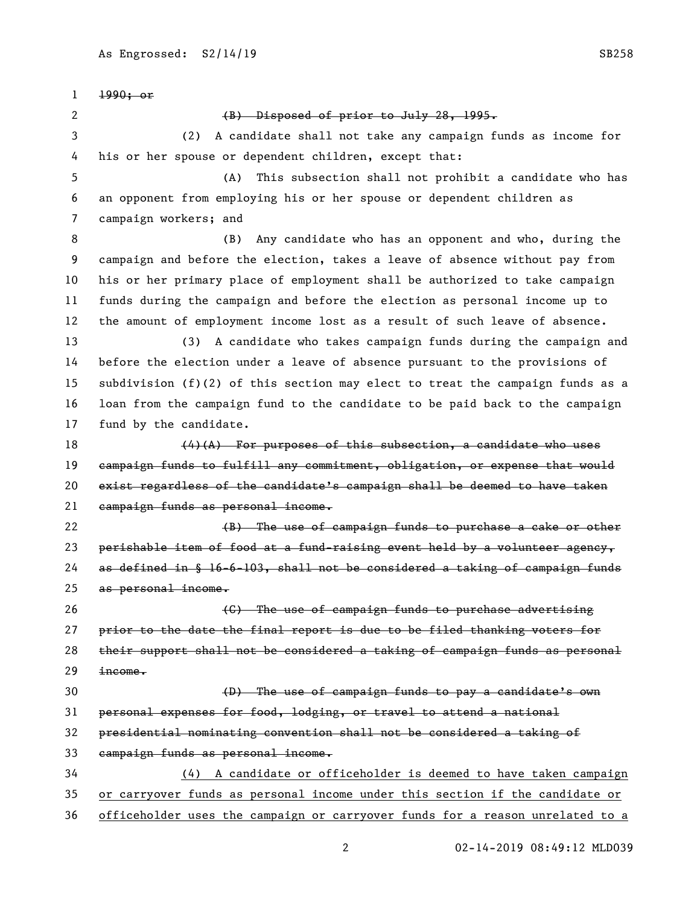~~1990; or~~

~~(B) Disposed of prior to July 28, 1995.~~

(2) A candidate shall not take any campaign funds as income for his or her spouse or dependent children, except that:

(A) This subsection shall not prohibit a candidate who has an opponent from employing his or her spouse or dependent children as campaign workers; and

(B) Any candidate who has an opponent and who, during the campaign and before the election, takes a leave of absence without pay from his or her primary place of employment shall be authorized to take campaign funds during the campaign and before the election as personal income up to the amount of employment income lost as a result of such leave of absence.

(3) A candidate who takes campaign funds during the campaign and before the election under a leave of absence pursuant to the provisions of subdivision (f)(2) of this section may elect to treat the campaign funds as a loan from the campaign fund to the candidate to be paid back to the campaign fund by the candidate.

~~(4)(A) For purposes of this subsection, a candidate who uses campaign funds to fulfill any commitment, obligation, or expense that would exist regardless of the candidate's campaign shall be deemed to have taken campaign funds as personal income.~~

~~(B) The use of campaign funds to purchase a cake or other perishable item of food at a fund-raising event held by a volunteer agency, as defined in § 16-6-103, shall not be considered a taking of campaign funds as personal income.~~

~~(C) The use of campaign funds to purchase advertising prior to the date the final report is due to be filed thanking voters for their support shall not be considered a taking of campaign funds as personal income.~~

~~(D) The use of campaign funds to pay a candidate's own personal expenses for food, lodging, or travel to attend a national presidential nominating convention shall not be considered a taking of campaign funds as personal income.~~

<u>(4) A candidate or officeholder is deemed to have taken campaign or carryover funds as personal income under this section if the candidate or officeholder uses the campaign or carryover funds for a reason unrelated to a</u>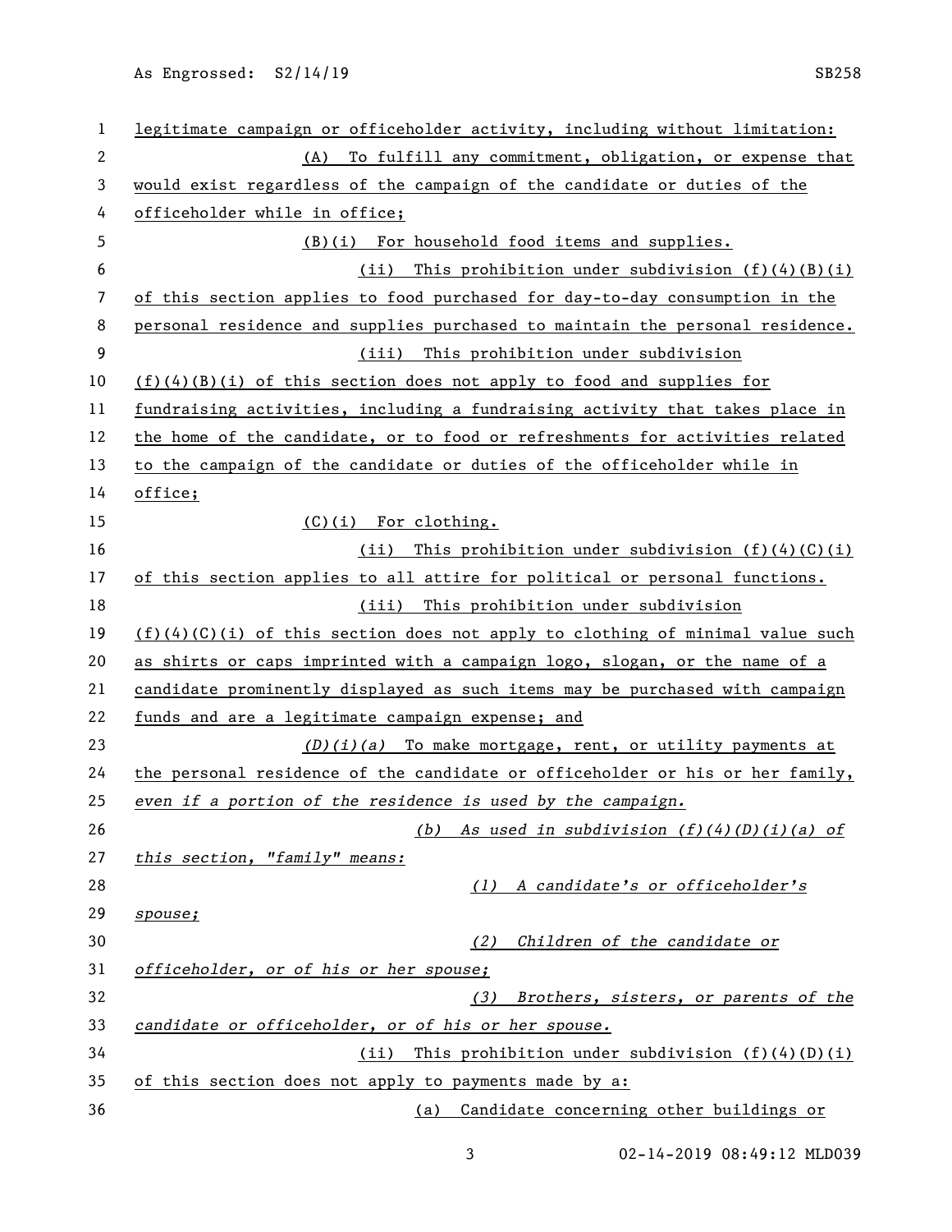legitimate campaign or officeholder activity, including without limitation:

(A) To fulfill any commitment, obligation, or expense that would exist regardless of the campaign of the candidate or duties of the officeholder while in office;

(B)(i) For household food items and supplies.

(ii) This prohibition under subdivision (f)(4)(B)(i) of this section applies to food purchased for day-to-day consumption in the personal residence and supplies purchased to maintain the personal residence.

(iii) This prohibition under subdivision (f)(4)(B)(i) of this section does not apply to food and supplies for fundraising activities, including a fundraising activity that takes place in the home of the candidate, or to food or refreshments for activities related to the campaign of the candidate or duties of the officeholder while in office;

(C)(i) For clothing.

(ii) This prohibition under subdivision (f)(4)(C)(i) of this section applies to all attire for political or personal functions.

(iii) This prohibition under subdivision (f)(4)(C)(i) of this section does not apply to clothing of minimal value such as shirts or caps imprinted with a campaign logo, slogan, or the name of a candidate prominently displayed as such items may be purchased with campaign funds and are a legitimate campaign expense; and

*(D)(i)(a)* To make mortgage, rent, or utility payments at the personal residence of the candidate or officeholder or his or her family, *even if a portion of the residence is used by the campaign.*

*(b) As used in subdivision (f)(4)(D)(i)(a) of this section, "family" means:*

*(1) A candidate's or officeholder's spouse;*

*(2) Children of the candidate or officeholder, or of his or her spouse;*

*(3) Brothers, sisters, or parents of the candidate or officeholder, or of his or her spouse.*

(ii) This prohibition under subdivision (f)(4)(D)(i) of this section does not apply to payments made by a:

(a) Candidate concerning other buildings or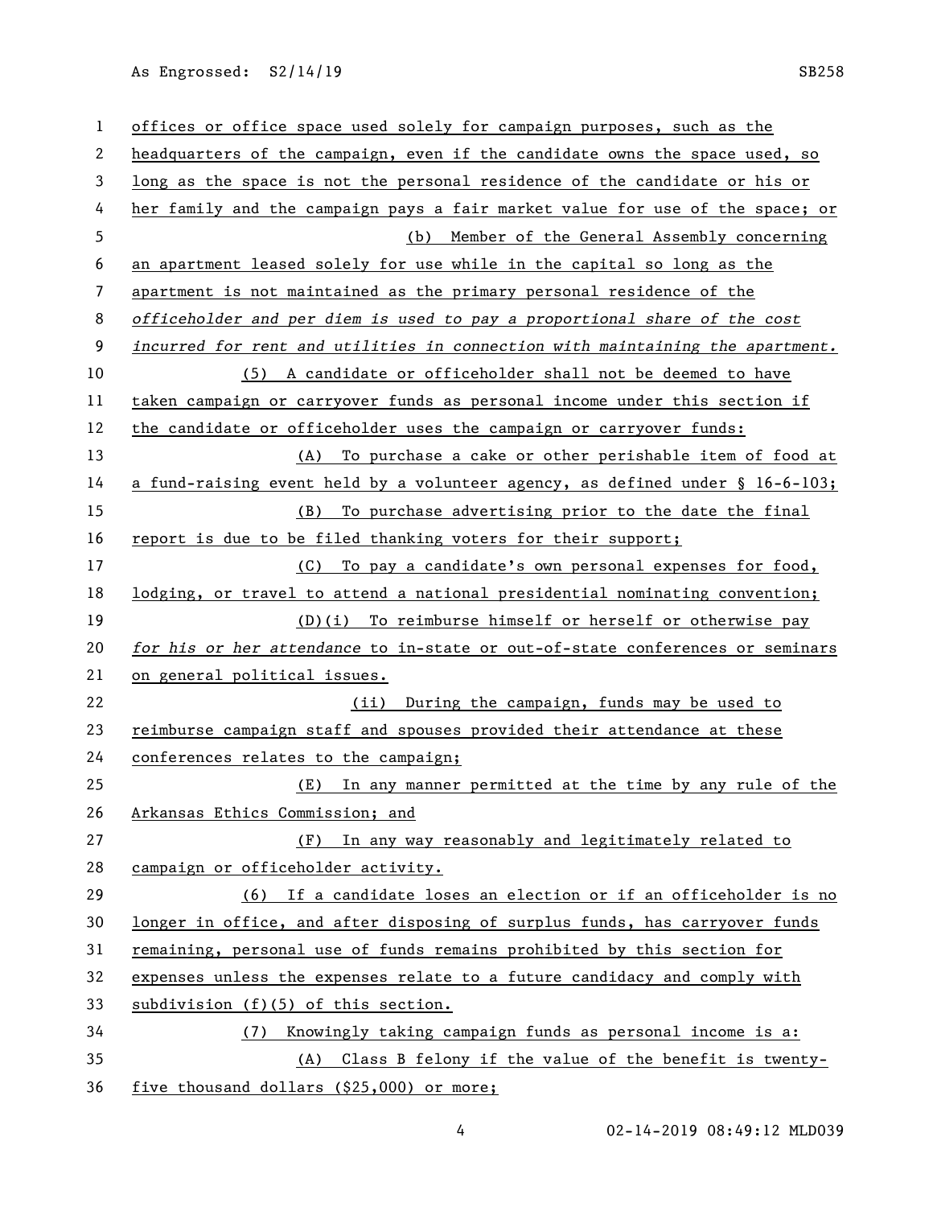offices or office space used solely for campaign purposes, such as the headquarters of the campaign, even if the candidate owns the space used, so long as the space is not the personal residence of the candidate or his or her family and the campaign pays a fair market value for use of the space; or

(b) Member of the General Assembly concerning an apartment leased solely for use while in the capital so long as the apartment is not maintained as the primary personal residence of the officeholder *and per diem is used to pay a proportional share of the cost incurred for rent and utilities in connection with maintaining the apartment.*

(5) A candidate or officeholder shall not be deemed to have taken campaign or carryover funds as personal income under this section if the candidate or officeholder uses the campaign or carryover funds:

(A) To purchase a cake or other perishable item of food at a fund-raising event held by a volunteer agency, as defined under § 16-6-103;

(B) To purchase advertising prior to the date the final report is due to be filed thanking voters for their support;

(C) To pay a candidate's own personal expenses for food, lodging, or travel to attend a national presidential nominating convention;

(D)(i) To reimburse himself or herself or otherwise pay *for his or her attendance* to in-state or out-of-state conferences or seminars on general political issues.

(ii) During the campaign, funds may be used to reimburse campaign staff and spouses provided their attendance at these conferences relates to the campaign;

(E) In any manner permitted at the time by any rule of the Arkansas Ethics Commission; and

(F) In any way reasonably and legitimately related to campaign or officeholder activity.

(6) If a candidate loses an election or if an officeholder is no longer in office, and after disposing of surplus funds, has carryover funds remaining, personal use of funds remains prohibited by this section for expenses unless the expenses relate to a future candidacy and comply with subdivision (f)(5) of this section.

(7) Knowingly taking campaign funds as personal income is a:

(A) Class B felony if the value of the benefit is twenty-five thousand dollars ($25,000) or more;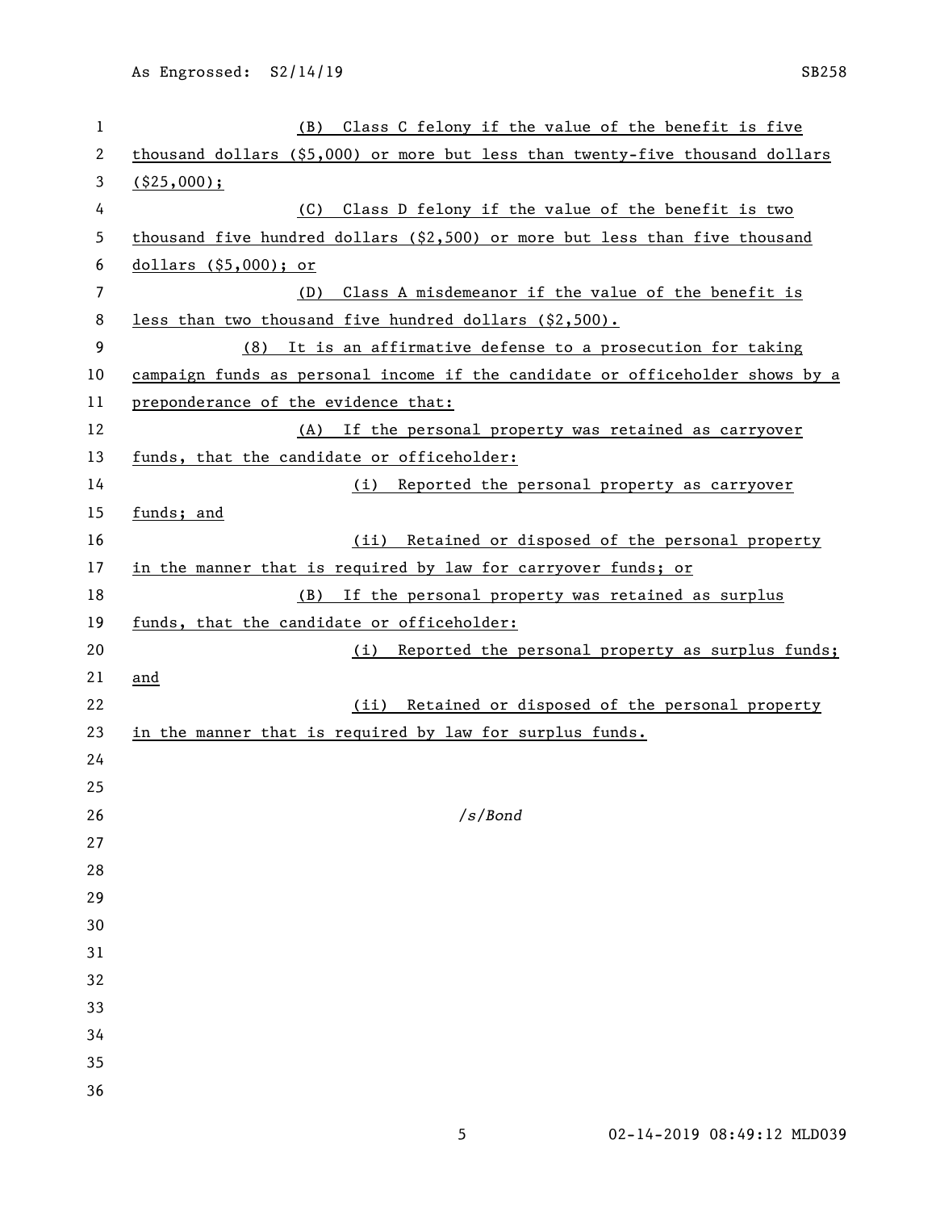(B) Class C felony if the value of the benefit is five thousand dollars ($5,000) or more but less than twenty-five thousand dollars ($25,000);

(C) Class D felony if the value of the benefit is two thousand five hundred dollars ($2,500) or more but less than five thousand dollars ($5,000); or

(D) Class A misdemeanor if the value of the benefit is less than two thousand five hundred dollars ($2,500).

(8) It is an affirmative defense to a prosecution for taking campaign funds as personal income if the candidate or officeholder shows by a preponderance of the evidence that:

(A) If the personal property was retained as carryover funds, that the candidate or officeholder:

(i) Reported the personal property as carryover funds; and

(ii) Retained or disposed of the personal property in the manner that is required by law for carryover funds; or

(B) If the personal property was retained as surplus funds, that the candidate or officeholder:

(i) Reported the personal property as surplus funds; and

(ii) Retained or disposed of the personal property in the manner that is required by law for surplus funds.

*/s/Bond*